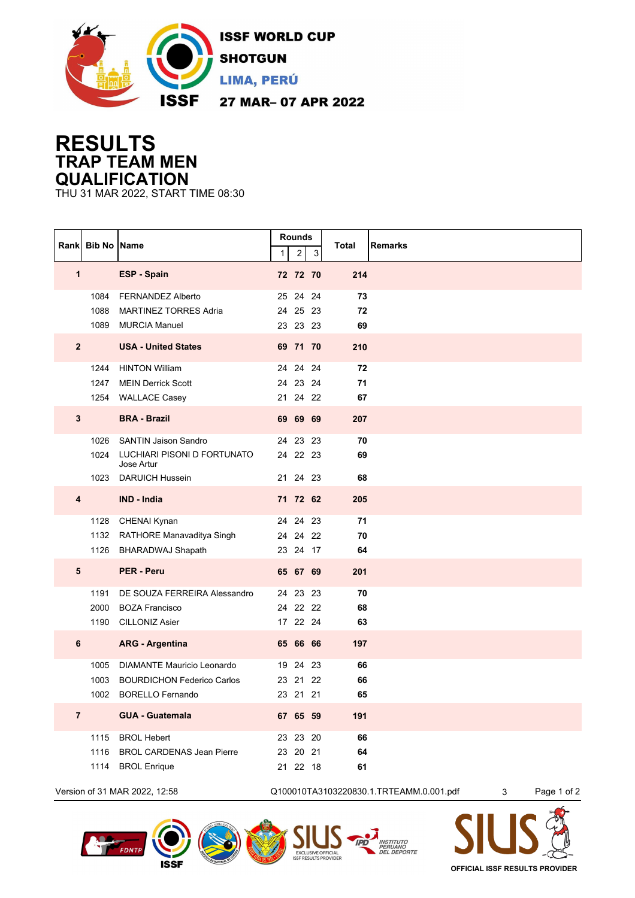ISSF WORLD CUP
SHOTGUN
LIMA, PERÚ
27 MAR– 07 APR 2022

# RESULTS
## TRAP TEAM MEN
## QUALIFICATION

THU 31 MAR 2022, START TIME 08:30

| Rank | Bib No | Name | Rounds 1 | 2 | 3 | Total | Remarks |
|---|---|---|---|---|---|---|---|
| **1** | | **ESP - Spain** | **72** | **72** | **70** | **214** | |
| | 1084 | FERNANDEZ Alberto | 25 | 24 | 24 | **73** | |
| | 1088 | MARTINEZ TORRES Adria | 24 | 25 | 23 | **72** | |
| | 1089 | MURCIA Manuel | 23 | 23 | 23 | **69** | |
| **2** | | **USA - United States** | **69** | **71** | **70** | **210** | |
| | 1244 | HINTON William | 24 | 24 | 24 | **72** | |
| | 1247 | MEIN Derrick Scott | 24 | 23 | 24 | **71** | |
| | 1254 | WALLACE Casey | 21 | 24 | 22 | **67** | |
| **3** | | **BRA - Brazil** | **69** | **69** | **69** | **207** | |
| | 1026 | SANTIN Jaison Sandro | 24 | 23 | 23 | **70** | |
| | 1024 | LUCHIARI PISONI D FORTUNATO Jose Artur | 24 | 22 | 23 | **69** | |
| | 1023 | DARUICH Hussein | 21 | 24 | 23 | **68** | |
| **4** | | **IND - India** | **71** | **72** | **62** | **205** | |
| | 1128 | CHENAI Kynan | 24 | 24 | 23 | **71** | |
| | 1132 | RATHORE Manavaditya Singh | 24 | 24 | 22 | **70** | |
| | 1126 | BHARADWAJ Shapath | 23 | 24 | 17 | **64** | |
| **5** | | **PER - Peru** | **65** | **67** | **69** | **201** | |
| | 1191 | DE SOUZA FERREIRA Alessandro | 24 | 23 | 23 | **70** | |
| | 2000 | BOZA Francisco | 24 | 22 | 22 | **68** | |
| | 1190 | CILLONIZ Asier | 17 | 22 | 24 | **63** | |
| **6** | | **ARG - Argentina** | **65** | **66** | **66** | **197** | |
| | 1005 | DIAMANTE Mauricio Leonardo | 19 | 24 | 23 | **66** | |
| | 1003 | BOURDICHON Federico Carlos | 23 | 21 | 22 | **66** | |
| | 1002 | BORELLO Fernando | 23 | 21 | 21 | **65** | |
| **7** | | **GUA - Guatemala** | **67** | **65** | **59** | **191** | |
| | 1115 | BROL Hebert | 23 | 23 | 20 | **66** | |
| | 1116 | BROL CARDENAS Jean Pierre | 23 | 20 | 21 | **64** | |
| | 1114 | BROL Enrique | 21 | 22 | 18 | **61** | |

Version of 31 MAR 2022, 12:58    Q100010TA3103220830.1.TRTEAMM.0.001.pdf    3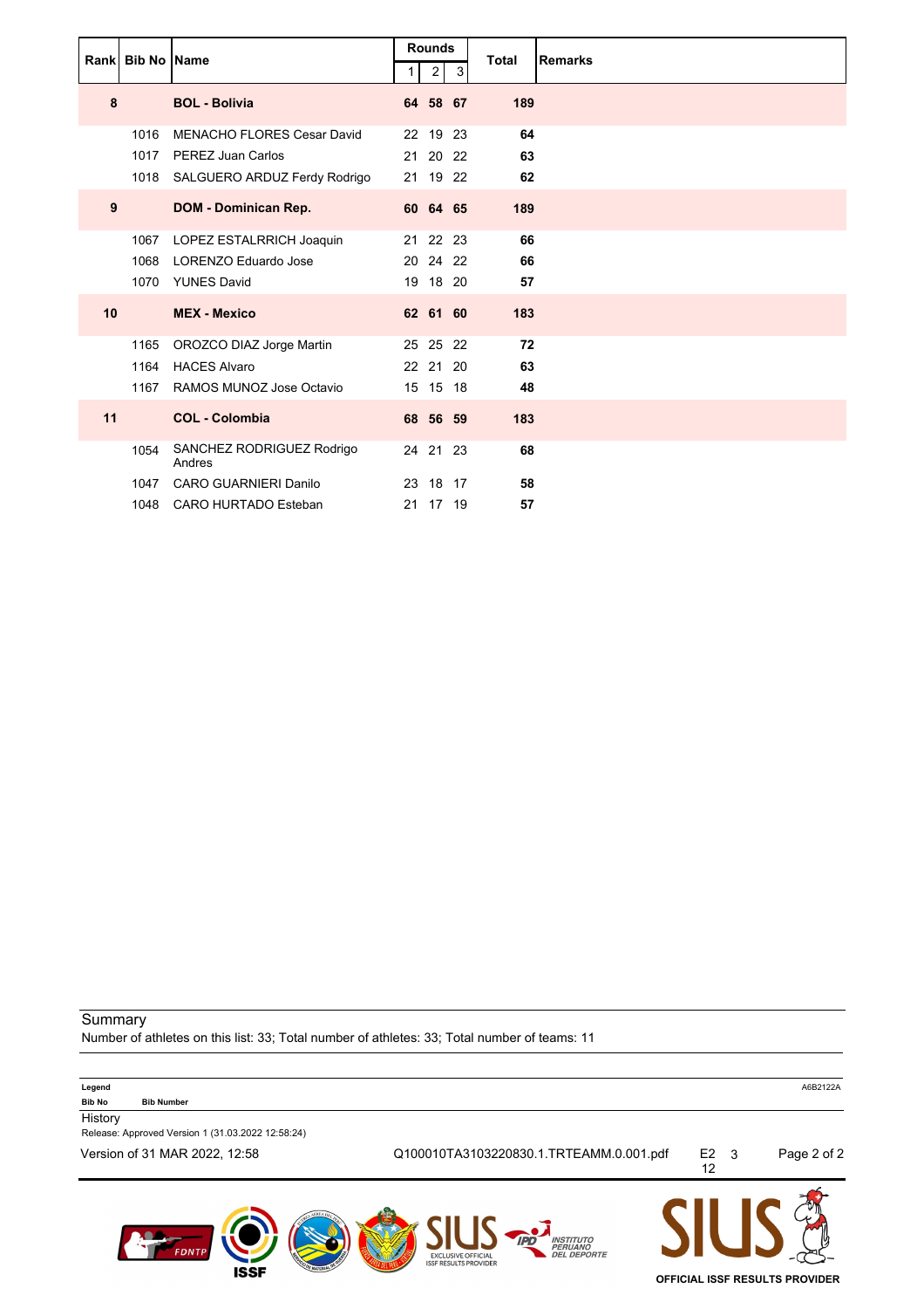| Rank | Bib No | Name | Rounds | | | Total | Remarks |
|---|---|---|---|---|---|---|---|
| | | | 1 | 2 | 3 | | |
| **8** | | **BOL - Bolivia** | **64** | **58** | **67** | **189** | |
| | 1016 | MENACHO FLORES Cesar David | 22 | 19 | 23 | **64** | |
| | 1017 | PEREZ Juan Carlos | 21 | 20 | 22 | **63** | |
| | 1018 | SALGUERO ARDUZ Ferdy Rodrigo | 21 | 19 | 22 | **62** | |
| **9** | | **DOM - Dominican Rep.** | **60** | **64** | **65** | **189** | |
| | 1067 | LOPEZ ESTALRRICH Joaquin | 21 | 22 | 23 | **66** | |
| | 1068 | LORENZO Eduardo Jose | 20 | 24 | 22 | **66** | |
| | 1070 | YUNES David | 19 | 18 | 20 | **57** | |
| **10** | | **MEX - Mexico** | **62** | **61** | **60** | **183** | |
| | 1165 | OROZCO DIAZ Jorge Martin | 25 | 25 | 22 | **72** | |
| | 1164 | HACES Alvaro | 22 | 21 | 20 | **63** | |
| | 1167 | RAMOS MUNOZ Jose Octavio | 15 | 15 | 18 | **48** | |
| **11** | | **COL - Colombia** | **68** | **56** | **59** | **183** | |
| | 1054 | SANCHEZ RODRIGUEZ Rodrigo Andres | 24 | 21 | 23 | **68** | |
| | 1047 | CARO GUARNIERI Danilo | 23 | 18 | 17 | **58** | |
| | 1048 | CARO HURTADO Esteban | 21 | 17 | 19 | **57** | |

Summary

Number of athletes on this list: 33; Total number of athletes: 33; Total number of teams: 11

**Legend**

**Bib No** **Bib Number**

History

Release: Approved Version 1 (31.03.2022 12:58:24)

Version of 31 MAR 2022, 12:58 Q100010TA3103220830.1.TRTEAMM.0.001.pdf E2 12 3

OFFICIAL ISSF RESULTS PROVIDER